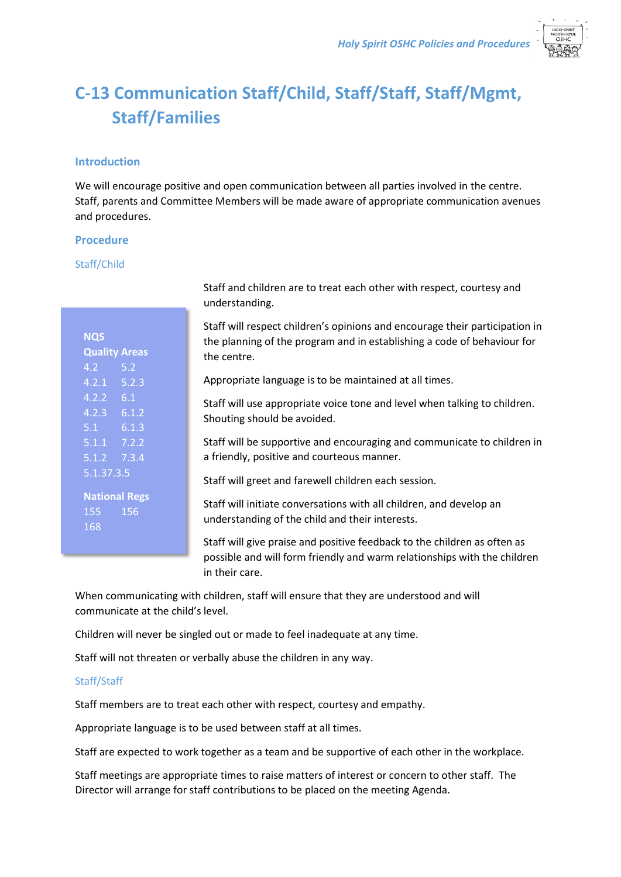# C-13 Communication Staff/Child, Staff/Staff, Staff/Mgmt, Staff/Families

## Introduction

We will encourage positive and open communication between all parties involved in the centre. Staff, parents and Committee Members will be made aware of appropriate communication avenues and procedures.

## Procedure

### Staff/Child

**NQS**
**Quality Areas**
4.2 5.2
4.2.1 5.2.3
4.2.2 6.1
4.2.3 6.1.2
5.1 6.1.3
5.1.1 7.2.2
5.1.2 7.3.4
5.1.37.3.5

**National Regs**
155 156
168

Staff and children are to treat each other with respect, courtesy and understanding.

Staff will respect children's opinions and encourage their participation in the planning of the program and in establishing a code of behaviour for the centre.

Appropriate language is to be maintained at all times.

Staff will use appropriate voice tone and level when talking to children. Shouting should be avoided.

Staff will be supportive and encouraging and communicate to children in a friendly, positive and courteous manner.

Staff will greet and farewell children each session.

Staff will initiate conversations with all children, and develop an understanding of the child and their interests.

Staff will give praise and positive feedback to the children as often as possible and will form friendly and warm relationships with the children in their care.

When communicating with children, staff will ensure that they are understood and will communicate at the child's level.

Children will never be singled out or made to feel inadequate at any time.

Staff will not threaten or verbally abuse the children in any way.

### Staff/Staff

Staff members are to treat each other with respect, courtesy and empathy.

Appropriate language is to be used between staff at all times.

Staff are expected to work together as a team and be supportive of each other in the workplace.

Staff meetings are appropriate times to raise matters of interest or concern to other staff. The Director will arrange for staff contributions to be placed on the meeting Agenda.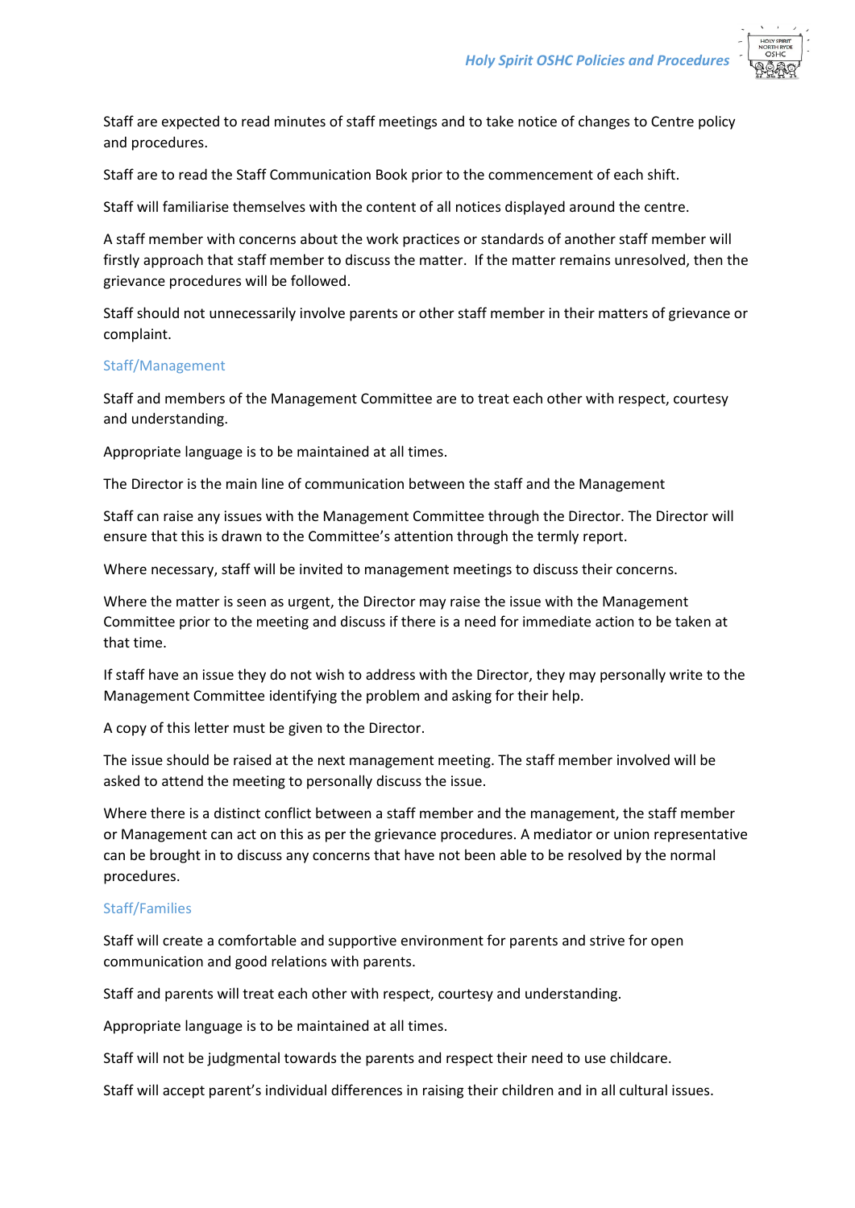Staff are expected to read minutes of staff meetings and to take notice of changes to Centre policy and procedures.

Staff are to read the Staff Communication Book prior to the commencement of each shift.

Staff will familiarise themselves with the content of all notices displayed around the centre.

A staff member with concerns about the work practices or standards of another staff member will firstly approach that staff member to discuss the matter. If the matter remains unresolved, then the grievance procedures will be followed.

Staff should not unnecessarily involve parents or other staff member in their matters of grievance or complaint.

### Staff/Management

Staff and members of the Management Committee are to treat each other with respect, courtesy and understanding.

Appropriate language is to be maintained at all times.

The Director is the main line of communication between the staff and the Management

Staff can raise any issues with the Management Committee through the Director. The Director will ensure that this is drawn to the Committee's attention through the termly report.

Where necessary, staff will be invited to management meetings to discuss their concerns.

Where the matter is seen as urgent, the Director may raise the issue with the Management Committee prior to the meeting and discuss if there is a need for immediate action to be taken at that time.

If staff have an issue they do not wish to address with the Director, they may personally write to the Management Committee identifying the problem and asking for their help.

A copy of this letter must be given to the Director.

The issue should be raised at the next management meeting. The staff member involved will be asked to attend the meeting to personally discuss the issue.

Where there is a distinct conflict between a staff member and the management, the staff member or Management can act on this as per the grievance procedures. A mediator or union representative can be brought in to discuss any concerns that have not been able to be resolved by the normal procedures.

### Staff/Families

Staff will create a comfortable and supportive environment for parents and strive for open communication and good relations with parents.

Staff and parents will treat each other with respect, courtesy and understanding.

Appropriate language is to be maintained at all times.

Staff will not be judgmental towards the parents and respect their need to use childcare.

Staff will accept parent's individual differences in raising their children and in all cultural issues.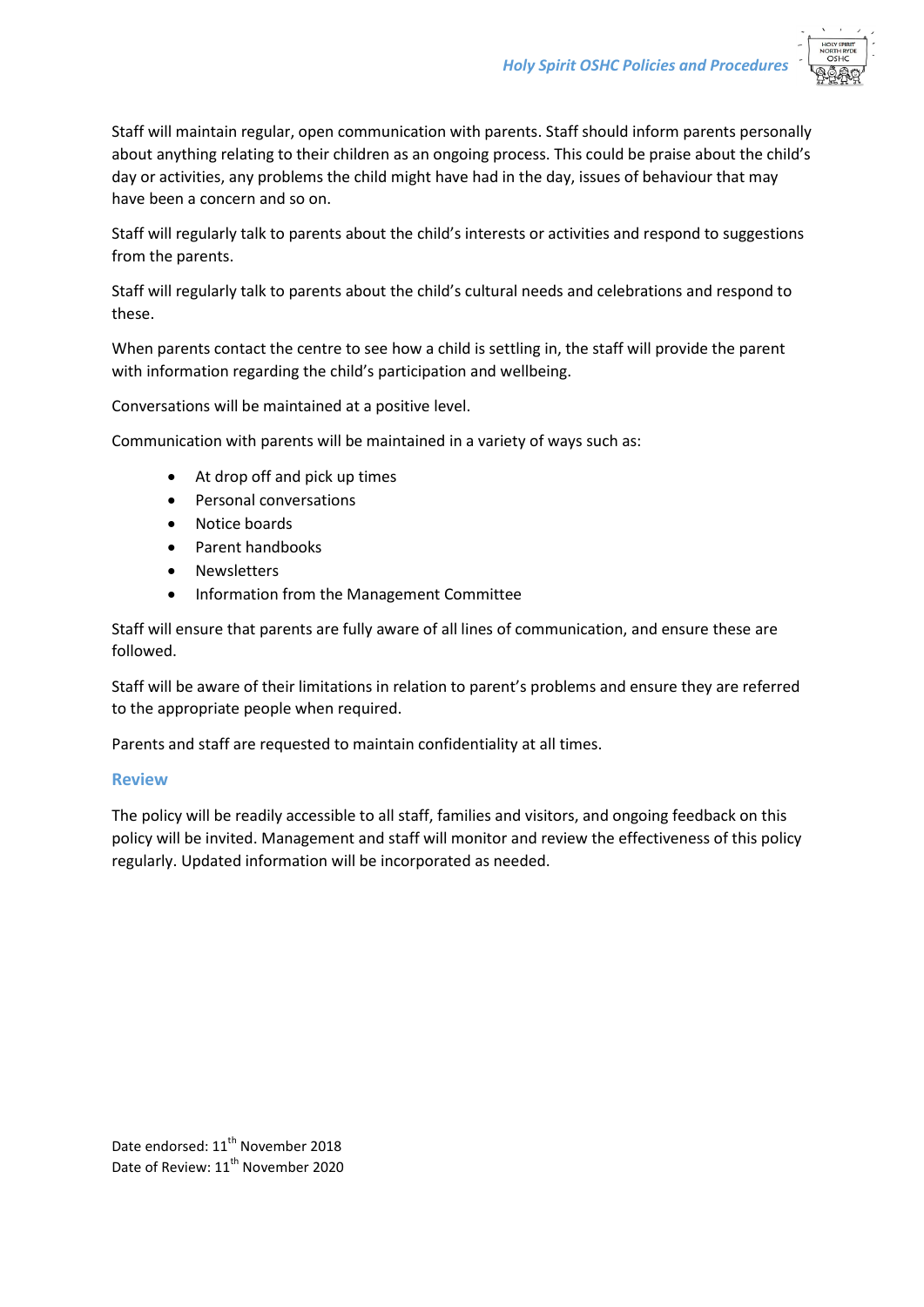Staff will maintain regular, open communication with parents. Staff should inform parents personally about anything relating to their children as an ongoing process. This could be praise about the child's day or activities, any problems the child might have had in the day, issues of behaviour that may have been a concern and so on.

Staff will regularly talk to parents about the child's interests or activities and respond to suggestions from the parents.

Staff will regularly talk to parents about the child's cultural needs and celebrations and respond to these.

When parents contact the centre to see how a child is settling in, the staff will provide the parent with information regarding the child's participation and wellbeing.

Conversations will be maintained at a positive level.

Communication with parents will be maintained in a variety of ways such as:

- At drop off and pick up times
- Personal conversations
- Notice boards
- Parent handbooks
- Newsletters
- Information from the Management Committee

Staff will ensure that parents are fully aware of all lines of communication, and ensure these are followed.

Staff will be aware of their limitations in relation to parent's problems and ensure they are referred to the appropriate people when required.

Parents and staff are requested to maintain confidentiality at all times.

## Review

The policy will be readily accessible to all staff, families and visitors, and ongoing feedback on this policy will be invited. Management and staff will monitor and review the effectiveness of this policy regularly. Updated information will be incorporated as needed.

Date endorsed: 11th November 2018
Date of Review: 11th November 2020